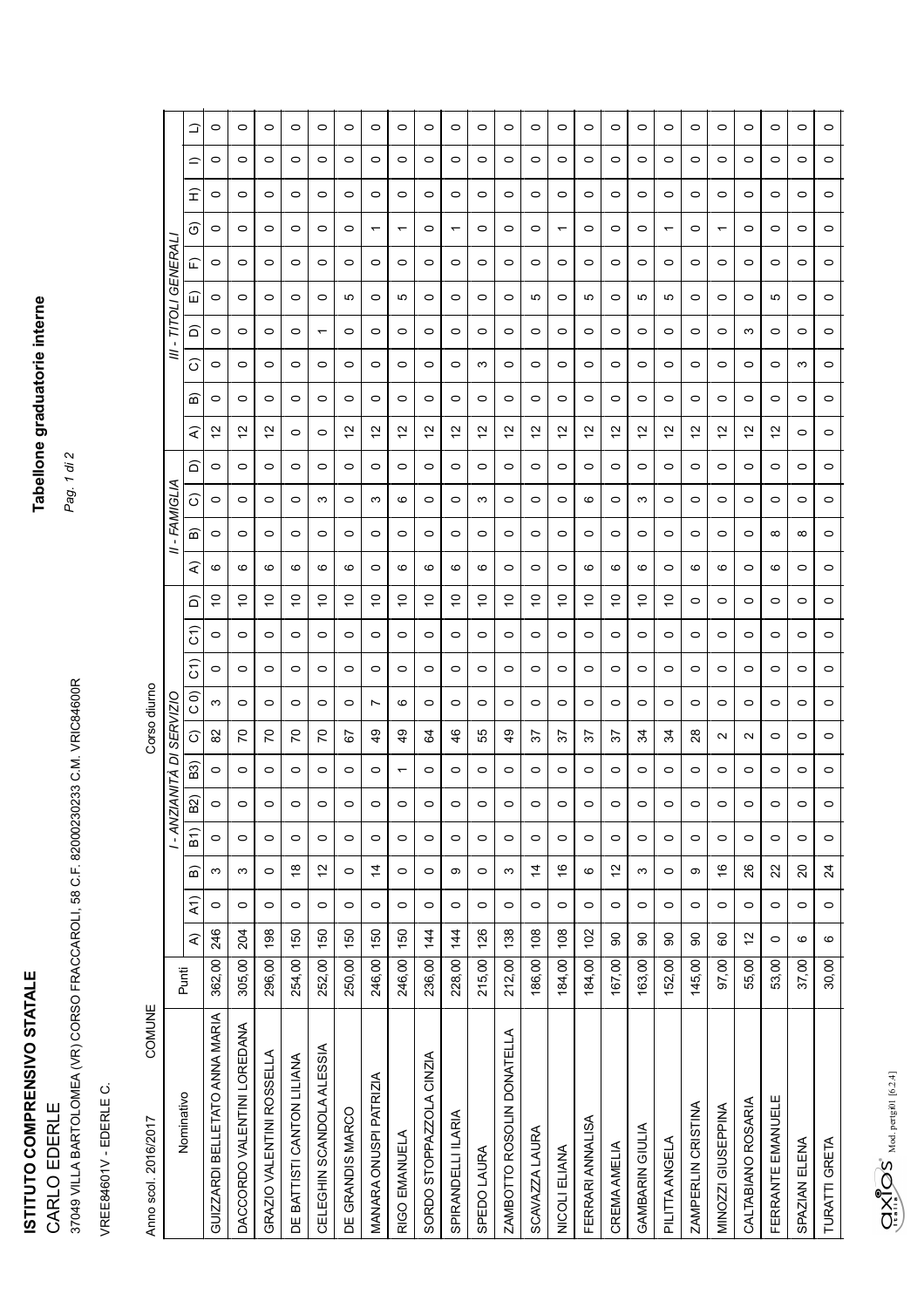**ISTITUTO COMPRENSIVO STATALE**

CARLO EDERLE

37049 VILLA BARTOLOMEA (VR) CORSO FRACCAROLI, 58 C.F. 82000230233 C.M. VRIC84600R

VREE84601V - EDERLE C.

Anno scol. 2016/2017 COMUNE

Corso diurno

# Tabellone graduatorie interne

| Nominativo | Punti | I - ANZIANITÀ DI SERVIZIO | | | | | | | | | | | II - FAMIGLIA | | | | III - TITOLI GENERALI | | | | | | | | | | | |
|---|---|---|---|---|---|---|---|---|---|---|---|---|---|---|---|---|---|---|---|---|---|---|---|---|---|---|---|---|
| | | A) | A1) | B) | B1) | B2) | B3) | C) | C0) | C1) | C1) | D) | A) | B) | C) | D) | A) | B) | C) | D) | E) | F) | G) | H) | I) | L) |
| GUIZZARDI BELLETATO ANNA MARIA | 362,00 | 246 | 0 | 3 | 0 | 0 | 0 | 82 | 3 | 0 | 0 | 10 | 6 | 0 | 0 | 0 | 12 | 0 | 0 | 0 | 0 | 0 | 0 | 0 | 0 | 0 |
| DACCORDO VALENTINI LOREDANA | 305,00 | 204 | 0 | 3 | 0 | 0 | 0 | 70 | 0 | 0 | 0 | 10 | 6 | 0 | 0 | 0 | 12 | 0 | 0 | 0 | 0 | 0 | 0 | 0 | 0 | 0 |
| GRAZIO VALENTINI ROSSELLA | 296,00 | 198 | 0 | 0 | 0 | 0 | 0 | 70 | 0 | 0 | 0 | 10 | 6 | 0 | 0 | 0 | 12 | 0 | 0 | 0 | 0 | 0 | 0 | 0 | 0 | 0 |
| DE BATTISTI CANTON LILIANA | 254,00 | 150 | 0 | 18 | 0 | 0 | 0 | 70 | 0 | 0 | 0 | 10 | 6 | 0 | 0 | 0 | 0 | 0 | 0 | 0 | 0 | 0 | 0 | 0 | 0 | 0 |
| CELEGHIN SCANDOLA ALESSIA | 252,00 | 150 | 0 | 12 | 0 | 0 | 0 | 70 | 0 | 0 | 0 | 10 | 6 | 0 | 3 | 0 | 0 | 0 | 0 | 1 | 0 | 0 | 0 | 0 | 0 | 0 |
| DE GRANDIS MARCO | 250,00 | 150 | 0 | 0 | 0 | 0 | 0 | 67 | 0 | 0 | 0 | 10 | 6 | 0 | 0 | 0 | 12 | 0 | 0 | 0 | 5 | 0 | 0 | 0 | 0 | 0 |
| MANARA ONUSPI PATRIZIA | 246,00 | 150 | 0 | 14 | 0 | 0 | 0 | 49 | 7 | 0 | 0 | 10 | 0 | 0 | 3 | 0 | 12 | 0 | 0 | 0 | 0 | 0 | 1 | 0 | 0 | 0 |
| RIGO EMANUELA | 246,00 | 150 | 0 | 0 | 0 | 0 | 1 | 49 | 6 | 0 | 0 | 10 | 6 | 0 | 6 | 0 | 12 | 0 | 0 | 0 | 5 | 0 | 1 | 0 | 0 | 0 |
| SORDO STOPPAZZOLA CINZIA | 236,00 | 144 | 0 | 0 | 0 | 0 | 0 | 64 | 0 | 0 | 0 | 10 | 6 | 0 | 0 | 0 | 12 | 0 | 0 | 0 | 0 | 0 | 0 | 0 | 0 | 0 |
| SPIRANDELLI ILARIA | 228,00 | 144 | 0 | 9 | 0 | 0 | 0 | 46 | 0 | 0 | 0 | 10 | 6 | 0 | 0 | 0 | 12 | 0 | 0 | 0 | 0 | 0 | 1 | 0 | 0 | 0 |
| SPEDO LAURA | 215,00 | 126 | 0 | 0 | 0 | 0 | 0 | 55 | 0 | 0 | 0 | 10 | 6 | 0 | 3 | 0 | 12 | 0 | 3 | 0 | 0 | 0 | 0 | 0 | 0 | 0 |
| ZAMBOTTO ROSOLIN DONATELLA | 212,00 | 138 | 0 | 3 | 0 | 0 | 0 | 49 | 0 | 0 | 0 | 10 | 0 | 0 | 0 | 0 | 12 | 0 | 0 | 0 | 0 | 0 | 0 | 0 | 0 | 0 |
| SCAVAZZA LAURA | 186,00 | 108 | 0 | 14 | 0 | 0 | 0 | 37 | 0 | 0 | 0 | 10 | 0 | 0 | 0 | 0 | 12 | 0 | 0 | 0 | 5 | 0 | 0 | 0 | 0 | 0 |
| NICOLI ELIANA | 184,00 | 108 | 0 | 16 | 0 | 0 | 0 | 37 | 0 | 0 | 0 | 10 | 0 | 0 | 0 | 0 | 12 | 0 | 0 | 0 | 0 | 0 | 1 | 0 | 0 | 0 |
| FERRARI ANNALISA | 184,00 | 102 | 0 | 6 | 0 | 0 | 0 | 37 | 0 | 0 | 0 | 10 | 6 | 0 | 6 | 0 | 12 | 0 | 0 | 0 | 5 | 0 | 0 | 0 | 0 | 0 |
| CREMA AMELIA | 167,00 | 90 | 0 | 12 | 0 | 0 | 0 | 37 | 0 | 0 | 0 | 10 | 6 | 0 | 0 | 0 | 12 | 0 | 0 | 0 | 0 | 0 | 0 | 0 | 0 | 0 |
| GAMBARIN GIULIA | 163,00 | 90 | 0 | 3 | 0 | 0 | 0 | 34 | 0 | 0 | 0 | 10 | 6 | 0 | 3 | 0 | 12 | 0 | 0 | 0 | 5 | 0 | 0 | 0 | 0 | 0 |
| PILITTA ANGELA | 152,00 | 90 | 0 | 0 | 0 | 0 | 0 | 34 | 0 | 0 | 0 | 10 | 0 | 0 | 0 | 0 | 12 | 0 | 0 | 0 | 5 | 0 | 1 | 0 | 0 | 0 |
| ZAMPERLIN CRISTINA | 145,00 | 90 | 0 | 9 | 0 | 0 | 0 | 28 | 0 | 0 | 0 | 0 | 6 | 0 | 0 | 0 | 12 | 0 | 0 | 0 | 0 | 0 | 0 | 0 | 0 | 0 |
| MINOZZI GIUSEPPINA | 97,00 | 60 | 0 | 16 | 0 | 0 | 0 | 2 | 0 | 0 | 0 | 0 | 6 | 0 | 0 | 0 | 12 | 0 | 0 | 0 | 0 | 0 | 1 | 0 | 0 | 0 |
| CALTABIANO ROSARIA | 55,00 | 12 | 0 | 26 | 0 | 0 | 0 | 2 | 0 | 0 | 0 | 0 | 0 | 0 | 0 | 0 | 12 | 0 | 0 | 3 | 0 | 0 | 0 | 0 | 0 | 0 |
| FERRANTE EMANUELE | 53,00 | 0 | 0 | 22 | 0 | 0 | 0 | 0 | 0 | 0 | 0 | 0 | 6 | 8 | 0 | 0 | 12 | 0 | 0 | 0 | 5 | 0 | 0 | 0 | 0 | 0 |
| SPAZIAN ELENA | 37,00 | 6 | 0 | 20 | 0 | 0 | 0 | 0 | 0 | 0 | 0 | 0 | 0 | 8 | 0 | 0 | 0 | 0 | 3 | 0 | 0 | 0 | 0 | 0 | 0 | 0 |
| TURATTI GRETA | 30,00 | 6 | 0 | 24 | 0 | 0 | 0 | 0 | 0 | 0 | 0 | 0 | 0 | 0 | 0 | 0 | 0 | 0 | 0 | 0 | 0 | 0 | 0 | 0 | 0 | 0 |

Mod. pertgr01 [6.2.4]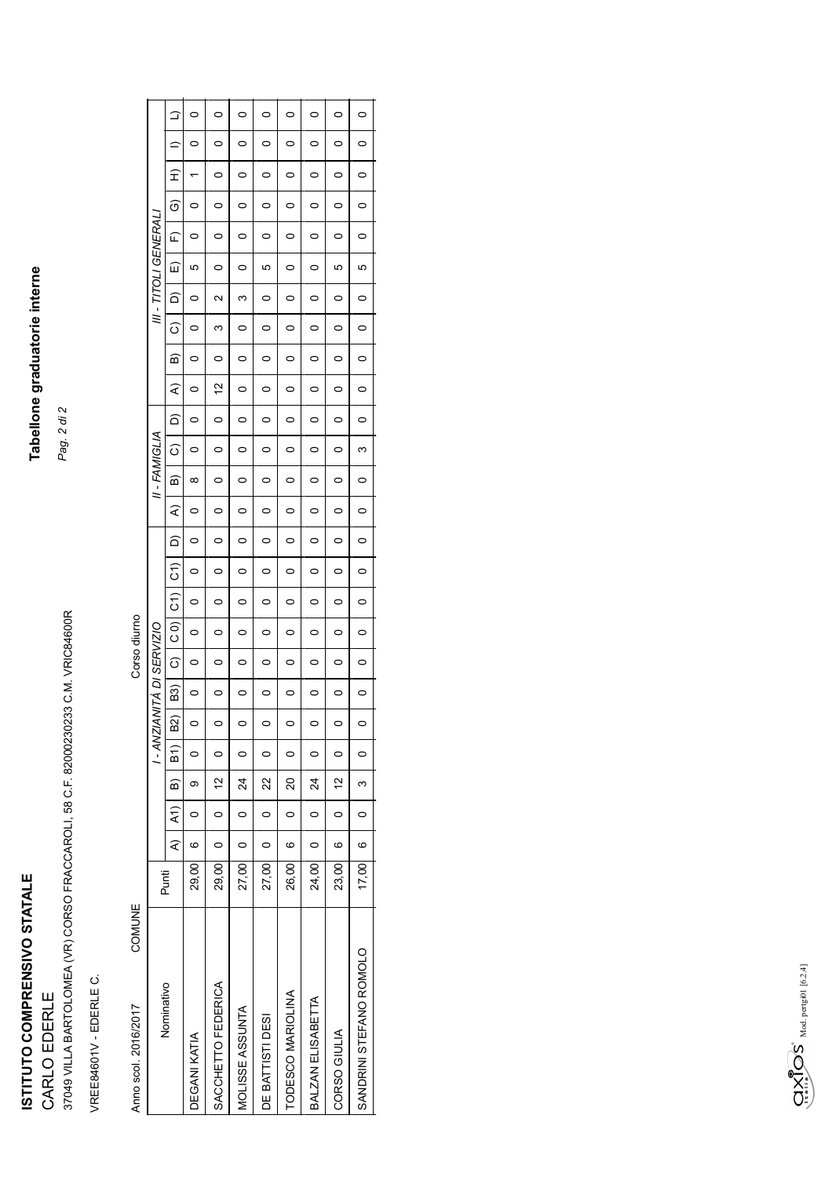**ISTITUTO COMPRENSIVO STATALE**

CARLO EDERLE

37049 VILLA BARTOLOMEA (VR) CORSO FRACCAROLI, 58 C.F. 82000230233 C.M. VRIC84600R

VREE84601V - EDERLE C.

**Tabellone graduatorie interne**

Anno scol. 2016/2017 COMUNE Corso diurno

| Nominativo | Punti | *I - ANZIANITÀ DI SERVIZIO* | | | | | | | | | | | *II - FAMIGLIA* | | | | *III - TITOLI GENERALI* | | | | | | | | | | | |
|---|---|---|---|---|---|---|---|---|---|---|---|---|---|---|---|---|---|---|---|---|---|---|---|---|---|---|---|---|
| | | A) | A1) | B) | B1) | B2) | B3) | C) | C0) | C1) | C1) | D) | A) | B) | C) | D) | A) | B) | C) | D) | E) | F) | G) | H) | I) | L) | | |
| DEGANI KATIA | 29,00 | 6 | 0 | 9 | 0 | 0 | 0 | 0 | 0 | 0 | 0 | 0 | 0 | 8 | 0 | 0 | 0 | 0 | 0 | 0 | 5 | 0 | 0 | 1 | 0 | 0 | | |
| SACCHETTO FEDERICA | 29,00 | 0 | 0 | 12 | 0 | 0 | 0 | 0 | 0 | 0 | 0 | 0 | 0 | 0 | 0 | 0 | 12 | 0 | 3 | 2 | 0 | 0 | 0 | 0 | 0 | 0 | | |
| MOLISSE ASSUNTA | 27,00 | 0 | 0 | 24 | 0 | 0 | 0 | 0 | 0 | 0 | 0 | 0 | 0 | 0 | 0 | 0 | 0 | 0 | 0 | 3 | 0 | 0 | 0 | 0 | 0 | 0 | | |
| DE BATTISTI DESI | 27,00 | 0 | 0 | 22 | 0 | 0 | 0 | 0 | 0 | 0 | 0 | 0 | 0 | 0 | 0 | 0 | 0 | 0 | 0 | 0 | 5 | 0 | 0 | 0 | 0 | 0 | | |
| TODESCO MARIOLINA | 26,00 | 6 | 0 | 20 | 0 | 0 | 0 | 0 | 0 | 0 | 0 | 0 | 0 | 0 | 0 | 0 | 0 | 0 | 0 | 0 | 0 | 0 | 0 | 0 | 0 | 0 | | |
| BALZAN ELISABETTA | 24,00 | 0 | 0 | 24 | 0 | 0 | 0 | 0 | 0 | 0 | 0 | 0 | 0 | 0 | 0 | 0 | 0 | 0 | 0 | 0 | 0 | 0 | 0 | 0 | 0 | 0 | | |
| CORSO GIULIA | 23,00 | 6 | 0 | 12 | 0 | 0 | 0 | 0 | 0 | 0 | 0 | 0 | 0 | 0 | 0 | 0 | 0 | 0 | 0 | 0 | 5 | 0 | 0 | 0 | 0 | 0 | | |
| SANDRINI STEFANO ROMOLO | 17,00 | 6 | 0 | 3 | 0 | 0 | 0 | 0 | 0 | 0 | 0 | 0 | 0 | 0 | 3 | 0 | 0 | 0 | 0 | 0 | 5 | 0 | 0 | 0 | 0 | 0 | | |

Mod. pergr01 [6.2.4]